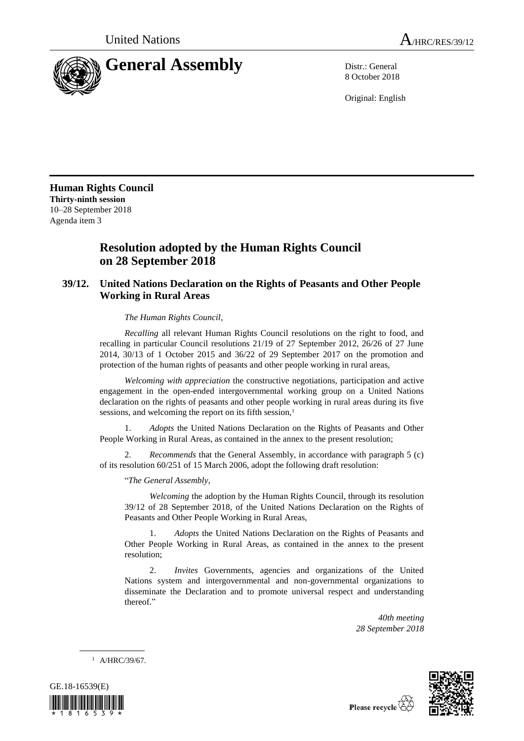United Nations A/HRC/RES/39/12

# General Assembly

Distr.: General
8 October 2018

Original: English

**Human Rights Council**
**Thirty-ninth session**
10–28 September 2018
Agenda item 3

## Resolution adopted by the Human Rights Council on 28 September 2018

### 39/12. United Nations Declaration on the Rights of Peasants and Other People Working in Rural Areas

*The Human Rights Council*,

*Recalling* all relevant Human Rights Council resolutions on the right to food, and recalling in particular Council resolutions 21/19 of 27 September 2012, 26/26 of 27 June 2014, 30/13 of 1 October 2015 and 36/22 of 29 September 2017 on the promotion and protection of the human rights of peasants and other people working in rural areas,

*Welcoming with appreciation* the constructive negotiations, participation and active engagement in the open-ended intergovernmental working group on a United Nations declaration on the rights of peasants and other people working in rural areas during its five sessions, and welcoming the report on its fifth session,[1]

1. *Adopts* the United Nations Declaration on the Rights of Peasants and Other People Working in Rural Areas, as contained in the annex to the present resolution;

2. *Recommends* that the General Assembly, in accordance with paragraph 5 (c) of its resolution 60/251 of 15 March 2006, adopt the following draft resolution:

"*The General Assembly*,

*Welcoming* the adoption by the Human Rights Council, through its resolution 39/12 of 28 September 2018, of the United Nations Declaration on the Rights of Peasants and Other People Working in Rural Areas,

1. *Adopts* the United Nations Declaration on the Rights of Peasants and Other People Working in Rural Areas, as contained in the annex to the present resolution;

2. *Invites* Governments, agencies and organizations of the United Nations system and intergovernmental and non-governmental organizations to disseminate the Declaration and to promote universal respect and understanding thereof."

*40th meeting*
*28 September 2018*

[1] A/HRC/39/67.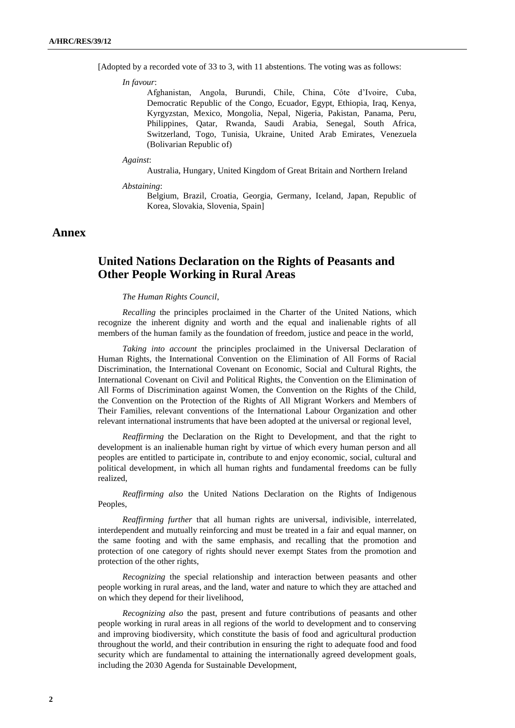[Adopted by a recorded vote of 33 to 3, with 11 abstentions. The voting was as follows:

*In favour*:

Afghanistan, Angola, Burundi, Chile, China, Côte d'Ivoire, Cuba, Democratic Republic of the Congo, Ecuador, Egypt, Ethiopia, Iraq, Kenya, Kyrgyzstan, Mexico, Mongolia, Nepal, Nigeria, Pakistan, Panama, Peru, Philippines, Qatar, Rwanda, Saudi Arabia, Senegal, South Africa, Switzerland, Togo, Tunisia, Ukraine, United Arab Emirates, Venezuela (Bolivarian Republic of)

*Against*:

Australia, Hungary, United Kingdom of Great Britain and Northern Ireland

*Abstaining*:

Belgium, Brazil, Croatia, Georgia, Germany, Iceland, Japan, Republic of Korea, Slovakia, Slovenia, Spain]

# Annex

## United Nations Declaration on the Rights of Peasants and Other People Working in Rural Areas

*The Human Rights Council*,

*Recalling* the principles proclaimed in the Charter of the United Nations, which recognize the inherent dignity and worth and the equal and inalienable rights of all members of the human family as the foundation of freedom, justice and peace in the world,

*Taking into account* the principles proclaimed in the Universal Declaration of Human Rights, the International Convention on the Elimination of All Forms of Racial Discrimination, the International Covenant on Economic, Social and Cultural Rights, the International Covenant on Civil and Political Rights, the Convention on the Elimination of All Forms of Discrimination against Women, the Convention on the Rights of the Child, the Convention on the Protection of the Rights of All Migrant Workers and Members of Their Families, relevant conventions of the International Labour Organization and other relevant international instruments that have been adopted at the universal or regional level,

*Reaffirming* the Declaration on the Right to Development, and that the right to development is an inalienable human right by virtue of which every human person and all peoples are entitled to participate in, contribute to and enjoy economic, social, cultural and political development, in which all human rights and fundamental freedoms can be fully realized,

*Reaffirming also* the United Nations Declaration on the Rights of Indigenous Peoples,

*Reaffirming further* that all human rights are universal, indivisible, interrelated, interdependent and mutually reinforcing and must be treated in a fair and equal manner, on the same footing and with the same emphasis, and recalling that the promotion and protection of one category of rights should never exempt States from the promotion and protection of the other rights,

*Recognizing* the special relationship and interaction between peasants and other people working in rural areas, and the land, water and nature to which they are attached and on which they depend for their livelihood,

*Recognizing also* the past, present and future contributions of peasants and other people working in rural areas in all regions of the world to development and to conserving and improving biodiversity, which constitute the basis of food and agricultural production throughout the world, and their contribution in ensuring the right to adequate food and food security which are fundamental to attaining the internationally agreed development goals, including the 2030 Agenda for Sustainable Development,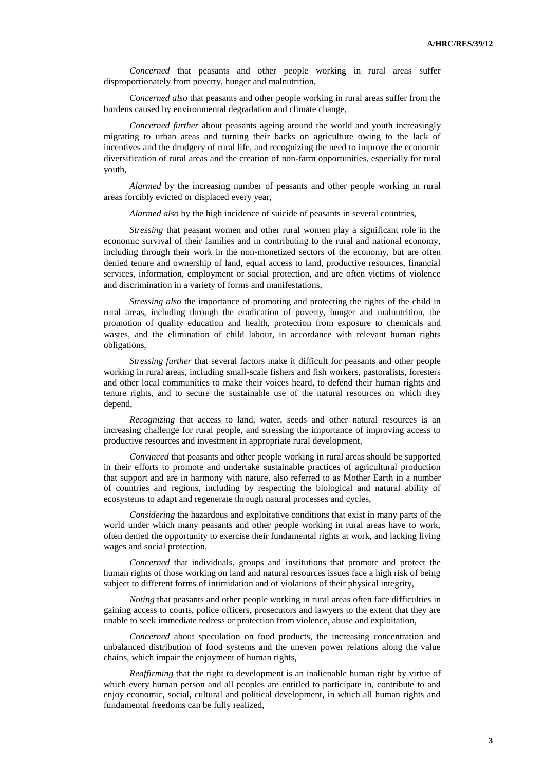*Concerned* that peasants and other people working in rural areas suffer disproportionately from poverty, hunger and malnutrition,

*Concerned also* that peasants and other people working in rural areas suffer from the burdens caused by environmental degradation and climate change,

*Concerned further* about peasants ageing around the world and youth increasingly migrating to urban areas and turning their backs on agriculture owing to the lack of incentives and the drudgery of rural life, and recognizing the need to improve the economic diversification of rural areas and the creation of non-farm opportunities, especially for rural youth,

*Alarmed* by the increasing number of peasants and other people working in rural areas forcibly evicted or displaced every year,

*Alarmed also* by the high incidence of suicide of peasants in several countries,

*Stressing* that peasant women and other rural women play a significant role in the economic survival of their families and in contributing to the rural and national economy, including through their work in the non-monetized sectors of the economy, but are often denied tenure and ownership of land, equal access to land, productive resources, financial services, information, employment or social protection, and are often victims of violence and discrimination in a variety of forms and manifestations,

*Stressing also* the importance of promoting and protecting the rights of the child in rural areas, including through the eradication of poverty, hunger and malnutrition, the promotion of quality education and health, protection from exposure to chemicals and wastes, and the elimination of child labour, in accordance with relevant human rights obligations,

*Stressing further* that several factors make it difficult for peasants and other people working in rural areas, including small-scale fishers and fish workers, pastoralists, foresters and other local communities to make their voices heard, to defend their human rights and tenure rights, and to secure the sustainable use of the natural resources on which they depend,

*Recognizing* that access to land, water, seeds and other natural resources is an increasing challenge for rural people, and stressing the importance of improving access to productive resources and investment in appropriate rural development,

*Convinced* that peasants and other people working in rural areas should be supported in their efforts to promote and undertake sustainable practices of agricultural production that support and are in harmony with nature, also referred to as Mother Earth in a number of countries and regions, including by respecting the biological and natural ability of ecosystems to adapt and regenerate through natural processes and cycles,

*Considering* the hazardous and exploitative conditions that exist in many parts of the world under which many peasants and other people working in rural areas have to work, often denied the opportunity to exercise their fundamental rights at work, and lacking living wages and social protection,

*Concerned* that individuals, groups and institutions that promote and protect the human rights of those working on land and natural resources issues face a high risk of being subject to different forms of intimidation and of violations of their physical integrity,

*Noting* that peasants and other people working in rural areas often face difficulties in gaining access to courts, police officers, prosecutors and lawyers to the extent that they are unable to seek immediate redress or protection from violence, abuse and exploitation,

*Concerned* about speculation on food products, the increasing concentration and unbalanced distribution of food systems and the uneven power relations along the value chains, which impair the enjoyment of human rights,

*Reaffirming* that the right to development is an inalienable human right by virtue of which every human person and all peoples are entitled to participate in, contribute to and enjoy economic, social, cultural and political development, in which all human rights and fundamental freedoms can be fully realized,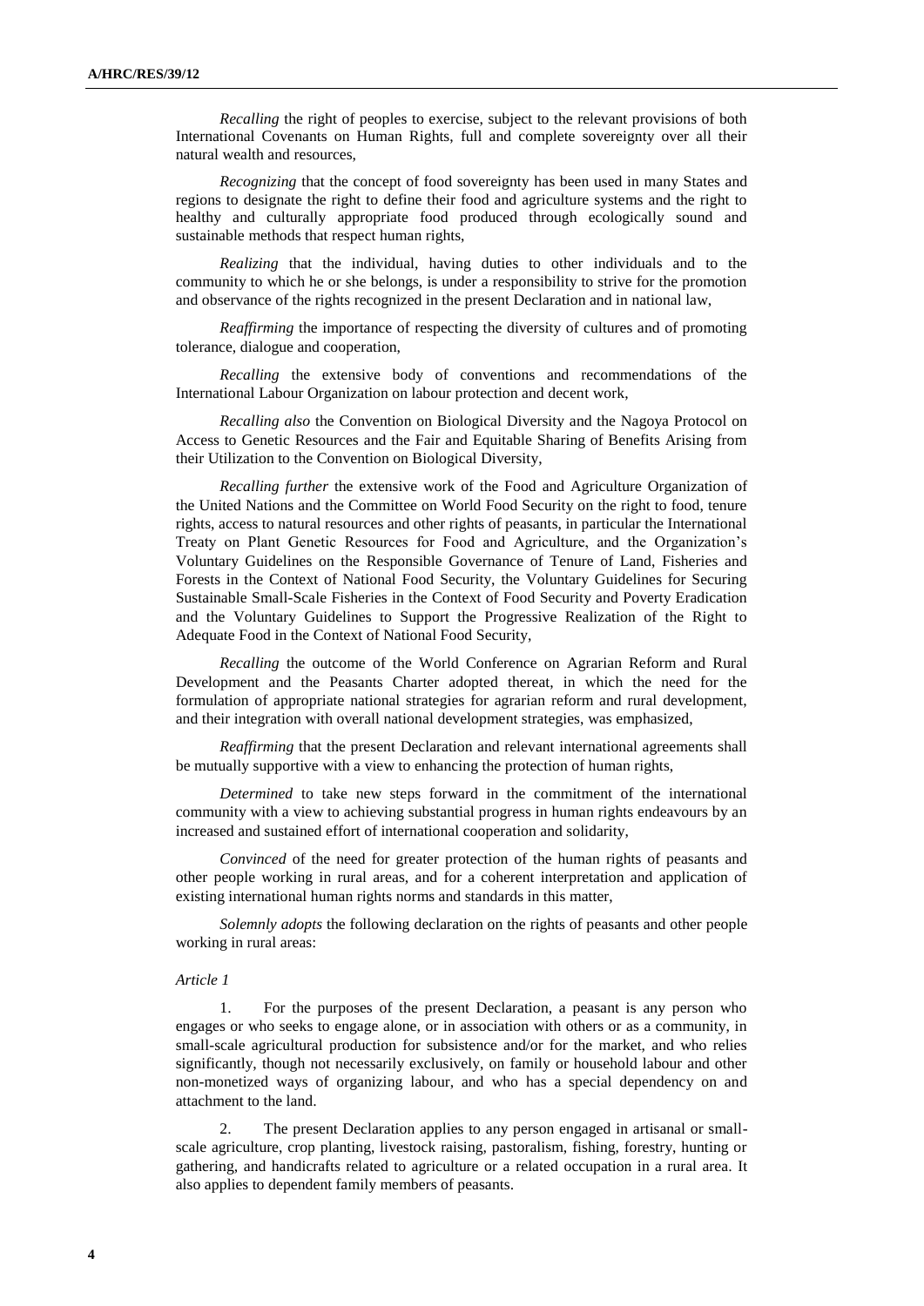*Recalling* the right of peoples to exercise, subject to the relevant provisions of both International Covenants on Human Rights, full and complete sovereignty over all their natural wealth and resources,

*Recognizing* that the concept of food sovereignty has been used in many States and regions to designate the right to define their food and agriculture systems and the right to healthy and culturally appropriate food produced through ecologically sound and sustainable methods that respect human rights,

*Realizing* that the individual, having duties to other individuals and to the community to which he or she belongs, is under a responsibility to strive for the promotion and observance of the rights recognized in the present Declaration and in national law,

*Reaffirming* the importance of respecting the diversity of cultures and of promoting tolerance, dialogue and cooperation,

*Recalling* the extensive body of conventions and recommendations of the International Labour Organization on labour protection and decent work,

*Recalling also* the Convention on Biological Diversity and the Nagoya Protocol on Access to Genetic Resources and the Fair and Equitable Sharing of Benefits Arising from their Utilization to the Convention on Biological Diversity,

*Recalling further* the extensive work of the Food and Agriculture Organization of the United Nations and the Committee on World Food Security on the right to food, tenure rights, access to natural resources and other rights of peasants, in particular the International Treaty on Plant Genetic Resources for Food and Agriculture, and the Organization's Voluntary Guidelines on the Responsible Governance of Tenure of Land, Fisheries and Forests in the Context of National Food Security, the Voluntary Guidelines for Securing Sustainable Small-Scale Fisheries in the Context of Food Security and Poverty Eradication and the Voluntary Guidelines to Support the Progressive Realization of the Right to Adequate Food in the Context of National Food Security,

*Recalling* the outcome of the World Conference on Agrarian Reform and Rural Development and the Peasants Charter adopted thereat, in which the need for the formulation of appropriate national strategies for agrarian reform and rural development, and their integration with overall national development strategies, was emphasized,

*Reaffirming* that the present Declaration and relevant international agreements shall be mutually supportive with a view to enhancing the protection of human rights,

*Determined* to take new steps forward in the commitment of the international community with a view to achieving substantial progress in human rights endeavours by an increased and sustained effort of international cooperation and solidarity,

*Convinced* of the need for greater protection of the human rights of peasants and other people working in rural areas, and for a coherent interpretation and application of existing international human rights norms and standards in this matter,

*Solemnly adopts* the following declaration on the rights of peasants and other people working in rural areas:

*Article 1*

1. For the purposes of the present Declaration, a peasant is any person who engages or who seeks to engage alone, or in association with others or as a community, in small-scale agricultural production for subsistence and/or for the market, and who relies significantly, though not necessarily exclusively, on family or household labour and other non-monetized ways of organizing labour, and who has a special dependency on and attachment to the land.

2. The present Declaration applies to any person engaged in artisanal or small-scale agriculture, crop planting, livestock raising, pastoralism, fishing, forestry, hunting or gathering, and handicrafts related to agriculture or a related occupation in a rural area. It also applies to dependent family members of peasants.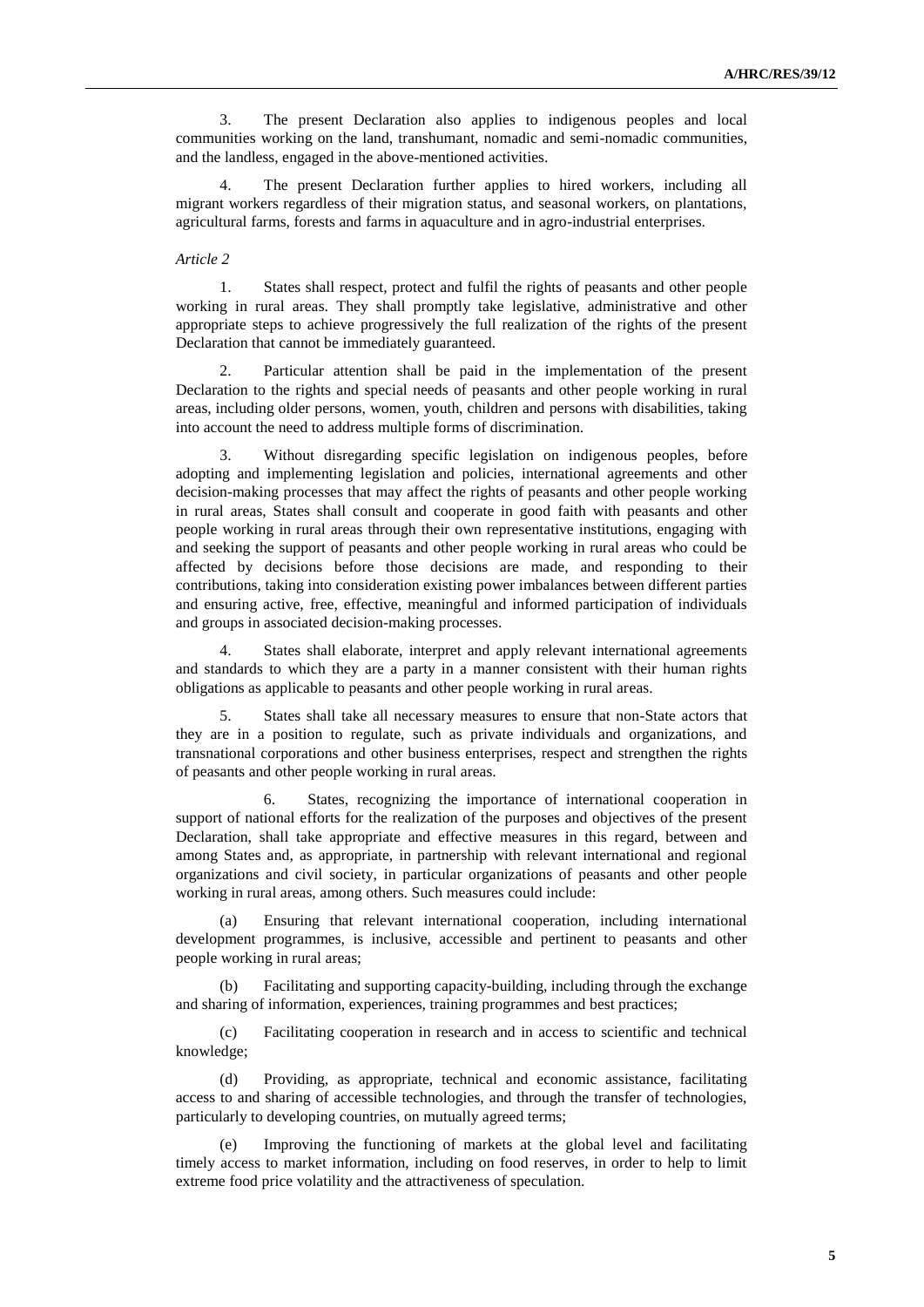3. The present Declaration also applies to indigenous peoples and local communities working on the land, transhumant, nomadic and semi-nomadic communities, and the landless, engaged in the above-mentioned activities.

4. The present Declaration further applies to hired workers, including all migrant workers regardless of their migration status, and seasonal workers, on plantations, agricultural farms, forests and farms in aquaculture and in agro-industrial enterprises.

*Article 2*

1. States shall respect, protect and fulfil the rights of peasants and other people working in rural areas. They shall promptly take legislative, administrative and other appropriate steps to achieve progressively the full realization of the rights of the present Declaration that cannot be immediately guaranteed.

2. Particular attention shall be paid in the implementation of the present Declaration to the rights and special needs of peasants and other people working in rural areas, including older persons, women, youth, children and persons with disabilities, taking into account the need to address multiple forms of discrimination.

3. Without disregarding specific legislation on indigenous peoples, before adopting and implementing legislation and policies, international agreements and other decision-making processes that may affect the rights of peasants and other people working in rural areas, States shall consult and cooperate in good faith with peasants and other people working in rural areas through their own representative institutions, engaging with and seeking the support of peasants and other people working in rural areas who could be affected by decisions before those decisions are made, and responding to their contributions, taking into consideration existing power imbalances between different parties and ensuring active, free, effective, meaningful and informed participation of individuals and groups in associated decision-making processes.

4. States shall elaborate, interpret and apply relevant international agreements and standards to which they are a party in a manner consistent with their human rights obligations as applicable to peasants and other people working in rural areas.

5. States shall take all necessary measures to ensure that non-State actors that they are in a position to regulate, such as private individuals and organizations, and transnational corporations and other business enterprises, respect and strengthen the rights of peasants and other people working in rural areas.

6. States, recognizing the importance of international cooperation in support of national efforts for the realization of the purposes and objectives of the present Declaration, shall take appropriate and effective measures in this regard, between and among States and, as appropriate, in partnership with relevant international and regional organizations and civil society, in particular organizations of peasants and other people working in rural areas, among others. Such measures could include:

(a) Ensuring that relevant international cooperation, including international development programmes, is inclusive, accessible and pertinent to peasants and other people working in rural areas;

(b) Facilitating and supporting capacity-building, including through the exchange and sharing of information, experiences, training programmes and best practices;

(c) Facilitating cooperation in research and in access to scientific and technical knowledge;

(d) Providing, as appropriate, technical and economic assistance, facilitating access to and sharing of accessible technologies, and through the transfer of technologies, particularly to developing countries, on mutually agreed terms;

(e) Improving the functioning of markets at the global level and facilitating timely access to market information, including on food reserves, in order to help to limit extreme food price volatility and the attractiveness of speculation.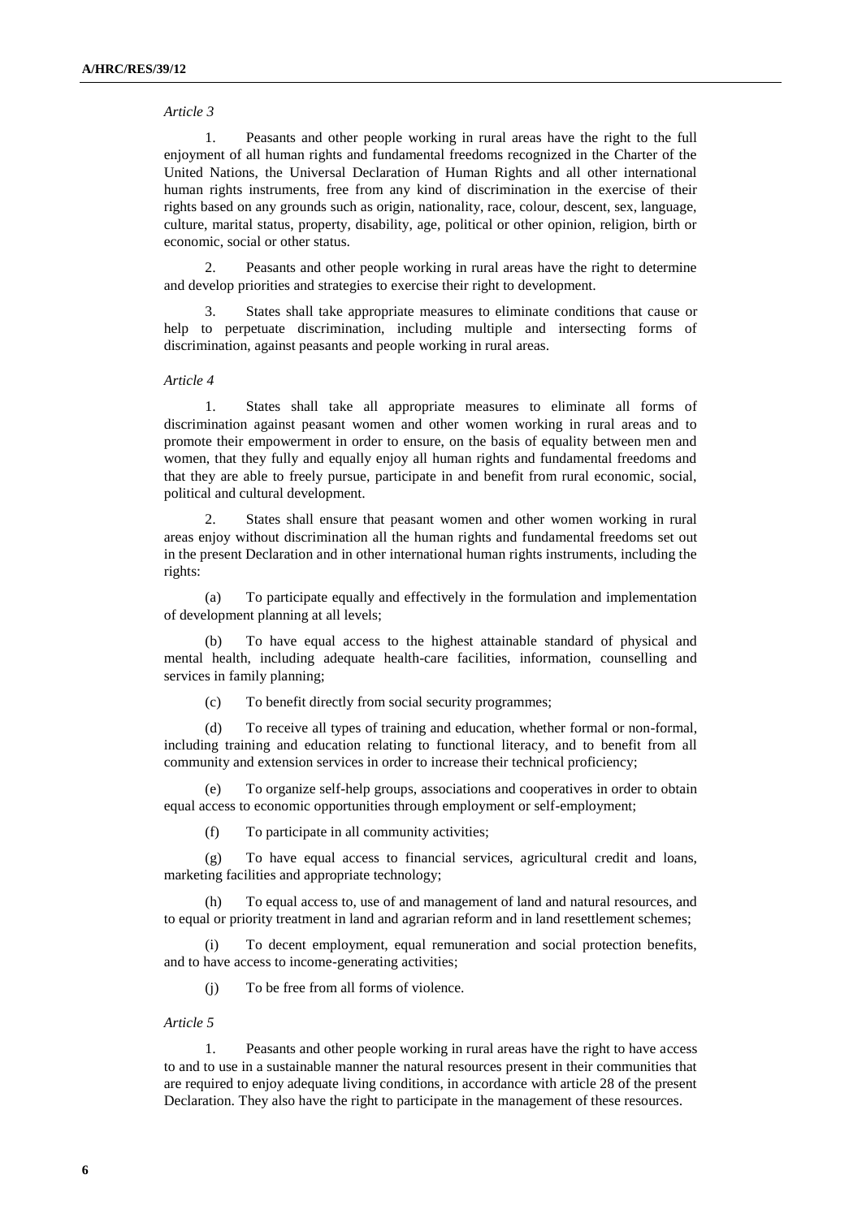*Article 3*

1. Peasants and other people working in rural areas have the right to the full enjoyment of all human rights and fundamental freedoms recognized in the Charter of the United Nations, the Universal Declaration of Human Rights and all other international human rights instruments, free from any kind of discrimination in the exercise of their rights based on any grounds such as origin, nationality, race, colour, descent, sex, language, culture, marital status, property, disability, age, political or other opinion, religion, birth or economic, social or other status.

2. Peasants and other people working in rural areas have the right to determine and develop priorities and strategies to exercise their right to development.

3. States shall take appropriate measures to eliminate conditions that cause or help to perpetuate discrimination, including multiple and intersecting forms of discrimination, against peasants and people working in rural areas.

*Article 4*

1. States shall take all appropriate measures to eliminate all forms of discrimination against peasant women and other women working in rural areas and to promote their empowerment in order to ensure, on the basis of equality between men and women, that they fully and equally enjoy all human rights and fundamental freedoms and that they are able to freely pursue, participate in and benefit from rural economic, social, political and cultural development.

2. States shall ensure that peasant women and other women working in rural areas enjoy without discrimination all the human rights and fundamental freedoms set out in the present Declaration and in other international human rights instruments, including the rights:

(a) To participate equally and effectively in the formulation and implementation of development planning at all levels;

(b) To have equal access to the highest attainable standard of physical and mental health, including adequate health-care facilities, information, counselling and services in family planning;

(c) To benefit directly from social security programmes;

(d) To receive all types of training and education, whether formal or non-formal, including training and education relating to functional literacy, and to benefit from all community and extension services in order to increase their technical proficiency;

(e) To organize self-help groups, associations and cooperatives in order to obtain equal access to economic opportunities through employment or self-employment;

(f) To participate in all community activities;

(g) To have equal access to financial services, agricultural credit and loans, marketing facilities and appropriate technology;

(h) To equal access to, use of and management of land and natural resources, and to equal or priority treatment in land and agrarian reform and in land resettlement schemes;

(i) To decent employment, equal remuneration and social protection benefits, and to have access to income-generating activities;

(j) To be free from all forms of violence.

*Article 5*

1. Peasants and other people working in rural areas have the right to have access to and to use in a sustainable manner the natural resources present in their communities that are required to enjoy adequate living conditions, in accordance with article 28 of the present Declaration. They also have the right to participate in the management of these resources.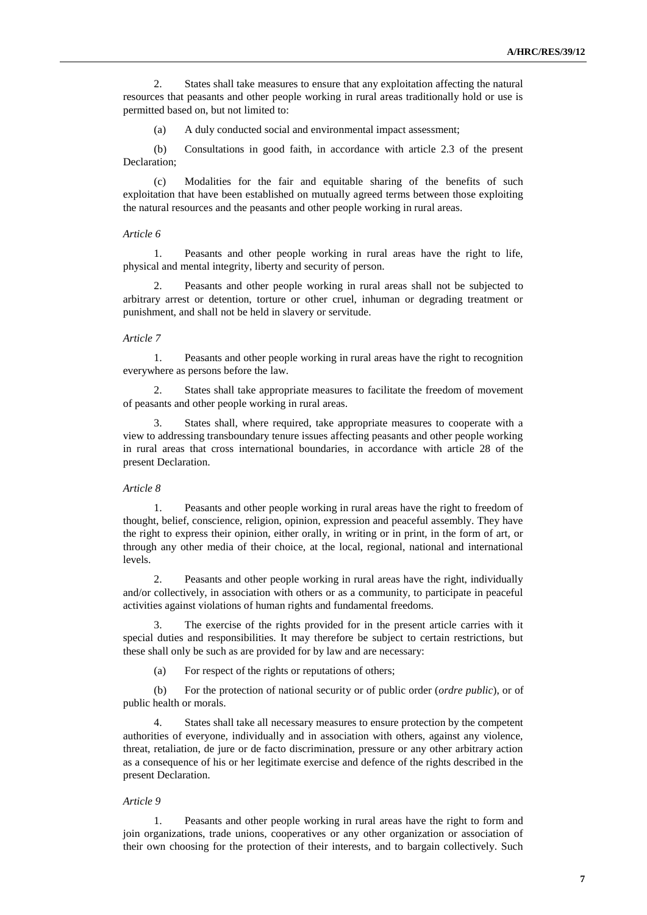2. States shall take measures to ensure that any exploitation affecting the natural resources that peasants and other people working in rural areas traditionally hold or use is permitted based on, but not limited to:

(a) A duly conducted social and environmental impact assessment;

(b) Consultations in good faith, in accordance with article 2.3 of the present Declaration;

(c) Modalities for the fair and equitable sharing of the benefits of such exploitation that have been established on mutually agreed terms between those exploiting the natural resources and the peasants and other people working in rural areas.

*Article 6*

1. Peasants and other people working in rural areas have the right to life, physical and mental integrity, liberty and security of person.

2. Peasants and other people working in rural areas shall not be subjected to arbitrary arrest or detention, torture or other cruel, inhuman or degrading treatment or punishment, and shall not be held in slavery or servitude.

*Article 7*

1. Peasants and other people working in rural areas have the right to recognition everywhere as persons before the law.

2. States shall take appropriate measures to facilitate the freedom of movement of peasants and other people working in rural areas.

3. States shall, where required, take appropriate measures to cooperate with a view to addressing transboundary tenure issues affecting peasants and other people working in rural areas that cross international boundaries, in accordance with article 28 of the present Declaration.

*Article 8*

1. Peasants and other people working in rural areas have the right to freedom of thought, belief, conscience, religion, opinion, expression and peaceful assembly. They have the right to express their opinion, either orally, in writing or in print, in the form of art, or through any other media of their choice, at the local, regional, national and international levels.

2. Peasants and other people working in rural areas have the right, individually and/or collectively, in association with others or as a community, to participate in peaceful activities against violations of human rights and fundamental freedoms.

3. The exercise of the rights provided for in the present article carries with it special duties and responsibilities. It may therefore be subject to certain restrictions, but these shall only be such as are provided for by law and are necessary:

(a) For respect of the rights or reputations of others;

(b) For the protection of national security or of public order (*ordre public*), or of public health or morals.

4. States shall take all necessary measures to ensure protection by the competent authorities of everyone, individually and in association with others, against any violence, threat, retaliation, de jure or de facto discrimination, pressure or any other arbitrary action as a consequence of his or her legitimate exercise and defence of the rights described in the present Declaration.

*Article 9*

1. Peasants and other people working in rural areas have the right to form and join organizations, trade unions, cooperatives or any other organization or association of their own choosing for the protection of their interests, and to bargain collectively. Such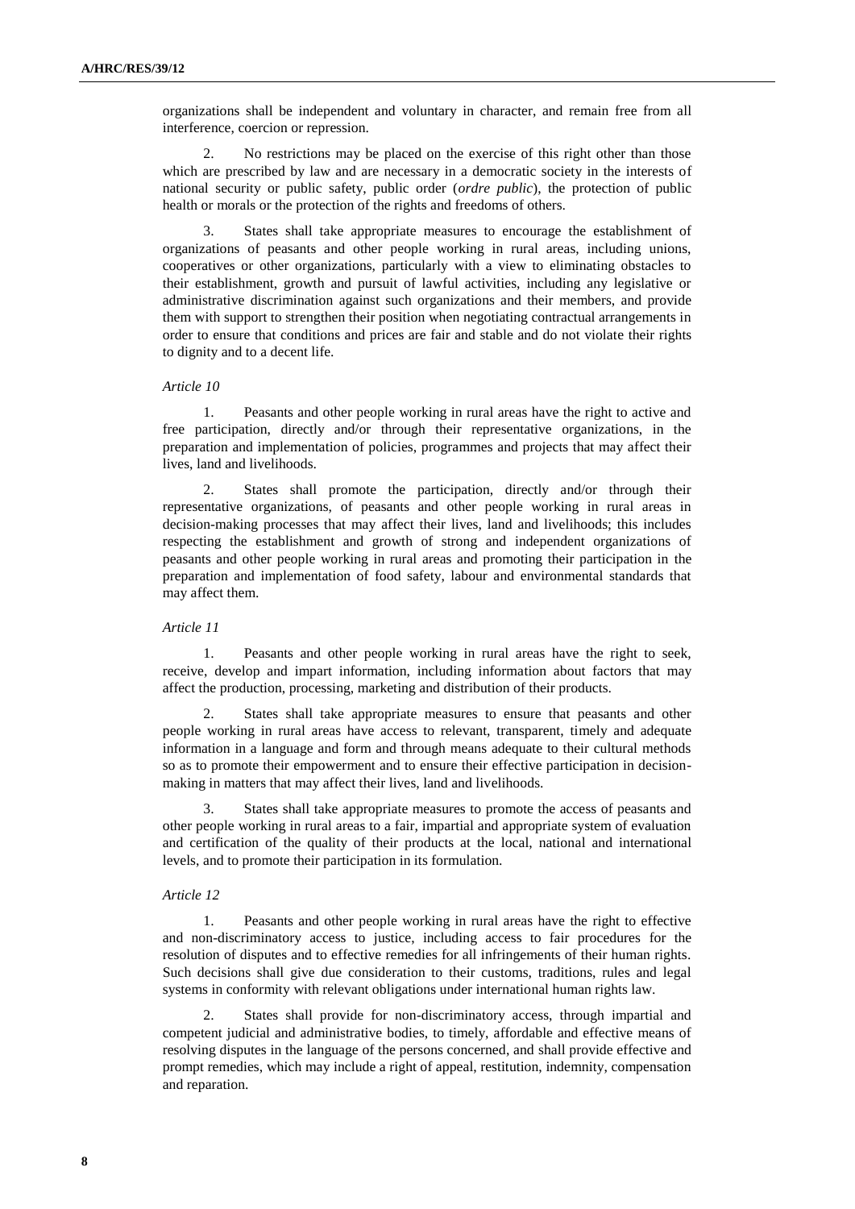organizations shall be independent and voluntary in character, and remain free from all interference, coercion or repression.

2. No restrictions may be placed on the exercise of this right other than those which are prescribed by law and are necessary in a democratic society in the interests of national security or public safety, public order (*ordre public*), the protection of public health or morals or the protection of the rights and freedoms of others.

3. States shall take appropriate measures to encourage the establishment of organizations of peasants and other people working in rural areas, including unions, cooperatives or other organizations, particularly with a view to eliminating obstacles to their establishment, growth and pursuit of lawful activities, including any legislative or administrative discrimination against such organizations and their members, and provide them with support to strengthen their position when negotiating contractual arrangements in order to ensure that conditions and prices are fair and stable and do not violate their rights to dignity and to a decent life.

*Article 10*

1. Peasants and other people working in rural areas have the right to active and free participation, directly and/or through their representative organizations, in the preparation and implementation of policies, programmes and projects that may affect their lives, land and livelihoods.

2. States shall promote the participation, directly and/or through their representative organizations, of peasants and other people working in rural areas in decision-making processes that may affect their lives, land and livelihoods; this includes respecting the establishment and growth of strong and independent organizations of peasants and other people working in rural areas and promoting their participation in the preparation and implementation of food safety, labour and environmental standards that may affect them.

*Article 11*

1. Peasants and other people working in rural areas have the right to seek, receive, develop and impart information, including information about factors that may affect the production, processing, marketing and distribution of their products.

2. States shall take appropriate measures to ensure that peasants and other people working in rural areas have access to relevant, transparent, timely and adequate information in a language and form and through means adequate to their cultural methods so as to promote their empowerment and to ensure their effective participation in decision-making in matters that may affect their lives, land and livelihoods.

3. States shall take appropriate measures to promote the access of peasants and other people working in rural areas to a fair, impartial and appropriate system of evaluation and certification of the quality of their products at the local, national and international levels, and to promote their participation in its formulation.

*Article 12*

1. Peasants and other people working in rural areas have the right to effective and non-discriminatory access to justice, including access to fair procedures for the resolution of disputes and to effective remedies for all infringements of their human rights. Such decisions shall give due consideration to their customs, traditions, rules and legal systems in conformity with relevant obligations under international human rights law.

2. States shall provide for non-discriminatory access, through impartial and competent judicial and administrative bodies, to timely, affordable and effective means of resolving disputes in the language of the persons concerned, and shall provide effective and prompt remedies, which may include a right of appeal, restitution, indemnity, compensation and reparation.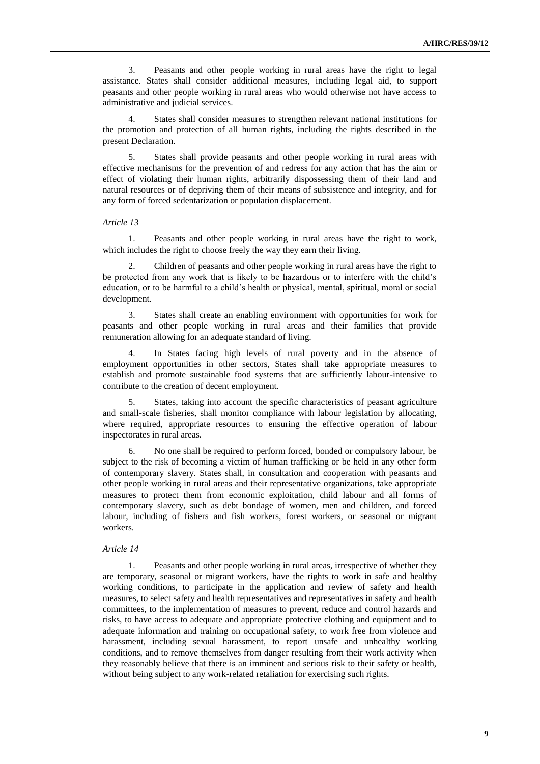3. Peasants and other people working in rural areas have the right to legal assistance. States shall consider additional measures, including legal aid, to support peasants and other people working in rural areas who would otherwise not have access to administrative and judicial services.

4. States shall consider measures to strengthen relevant national institutions for the promotion and protection of all human rights, including the rights described in the present Declaration.

5. States shall provide peasants and other people working in rural areas with effective mechanisms for the prevention of and redress for any action that has the aim or effect of violating their human rights, arbitrarily dispossessing them of their land and natural resources or of depriving them of their means of subsistence and integrity, and for any form of forced sedentarization or population displacement.

*Article 13*

1. Peasants and other people working in rural areas have the right to work, which includes the right to choose freely the way they earn their living.

2. Children of peasants and other people working in rural areas have the right to be protected from any work that is likely to be hazardous or to interfere with the child's education, or to be harmful to a child's health or physical, mental, spiritual, moral or social development.

3. States shall create an enabling environment with opportunities for work for peasants and other people working in rural areas and their families that provide remuneration allowing for an adequate standard of living.

4. In States facing high levels of rural poverty and in the absence of employment opportunities in other sectors, States shall take appropriate measures to establish and promote sustainable food systems that are sufficiently labour-intensive to contribute to the creation of decent employment.

5. States, taking into account the specific characteristics of peasant agriculture and small-scale fisheries, shall monitor compliance with labour legislation by allocating, where required, appropriate resources to ensuring the effective operation of labour inspectorates in rural areas.

6. No one shall be required to perform forced, bonded or compulsory labour, be subject to the risk of becoming a victim of human trafficking or be held in any other form of contemporary slavery. States shall, in consultation and cooperation with peasants and other people working in rural areas and their representative organizations, take appropriate measures to protect them from economic exploitation, child labour and all forms of contemporary slavery, such as debt bondage of women, men and children, and forced labour, including of fishers and fish workers, forest workers, or seasonal or migrant workers.

*Article 14*

1. Peasants and other people working in rural areas, irrespective of whether they are temporary, seasonal or migrant workers, have the rights to work in safe and healthy working conditions, to participate in the application and review of safety and health measures, to select safety and health representatives and representatives in safety and health committees, to the implementation of measures to prevent, reduce and control hazards and risks, to have access to adequate and appropriate protective clothing and equipment and to adequate information and training on occupational safety, to work free from violence and harassment, including sexual harassment, to report unsafe and unhealthy working conditions, and to remove themselves from danger resulting from their work activity when they reasonably believe that there is an imminent and serious risk to their safety or health, without being subject to any work-related retaliation for exercising such rights.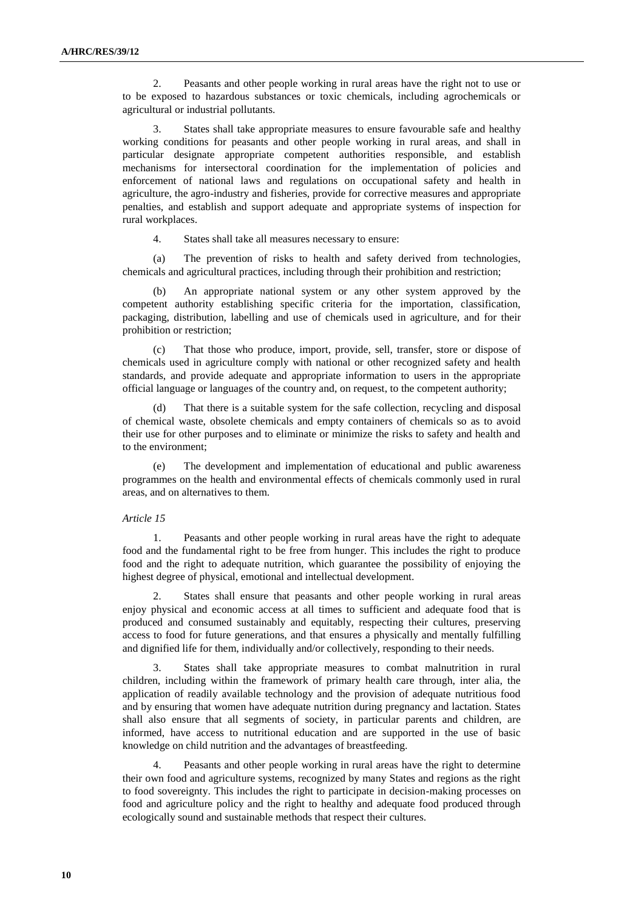2. Peasants and other people working in rural areas have the right not to use or to be exposed to hazardous substances or toxic chemicals, including agrochemicals or agricultural or industrial pollutants.

3. States shall take appropriate measures to ensure favourable safe and healthy working conditions for peasants and other people working in rural areas, and shall in particular designate appropriate competent authorities responsible, and establish mechanisms for intersectoral coordination for the implementation of policies and enforcement of national laws and regulations on occupational safety and health in agriculture, the agro-industry and fisheries, provide for corrective measures and appropriate penalties, and establish and support adequate and appropriate systems of inspection for rural workplaces.

4. States shall take all measures necessary to ensure:

(a) The prevention of risks to health and safety derived from technologies, chemicals and agricultural practices, including through their prohibition and restriction;

(b) An appropriate national system or any other system approved by the competent authority establishing specific criteria for the importation, classification, packaging, distribution, labelling and use of chemicals used in agriculture, and for their prohibition or restriction;

(c) That those who produce, import, provide, sell, transfer, store or dispose of chemicals used in agriculture comply with national or other recognized safety and health standards, and provide adequate and appropriate information to users in the appropriate official language or languages of the country and, on request, to the competent authority;

(d) That there is a suitable system for the safe collection, recycling and disposal of chemical waste, obsolete chemicals and empty containers of chemicals so as to avoid their use for other purposes and to eliminate or minimize the risks to safety and health and to the environment;

(e) The development and implementation of educational and public awareness programmes on the health and environmental effects of chemicals commonly used in rural areas, and on alternatives to them.

*Article 15*

1. Peasants and other people working in rural areas have the right to adequate food and the fundamental right to be free from hunger. This includes the right to produce food and the right to adequate nutrition, which guarantee the possibility of enjoying the highest degree of physical, emotional and intellectual development.

2. States shall ensure that peasants and other people working in rural areas enjoy physical and economic access at all times to sufficient and adequate food that is produced and consumed sustainably and equitably, respecting their cultures, preserving access to food for future generations, and that ensures a physically and mentally fulfilling and dignified life for them, individually and/or collectively, responding to their needs.

3. States shall take appropriate measures to combat malnutrition in rural children, including within the framework of primary health care through, inter alia, the application of readily available technology and the provision of adequate nutritious food and by ensuring that women have adequate nutrition during pregnancy and lactation. States shall also ensure that all segments of society, in particular parents and children, are informed, have access to nutritional education and are supported in the use of basic knowledge on child nutrition and the advantages of breastfeeding.

4. Peasants and other people working in rural areas have the right to determine their own food and agriculture systems, recognized by many States and regions as the right to food sovereignty. This includes the right to participate in decision-making processes on food and agriculture policy and the right to healthy and adequate food produced through ecologically sound and sustainable methods that respect their cultures.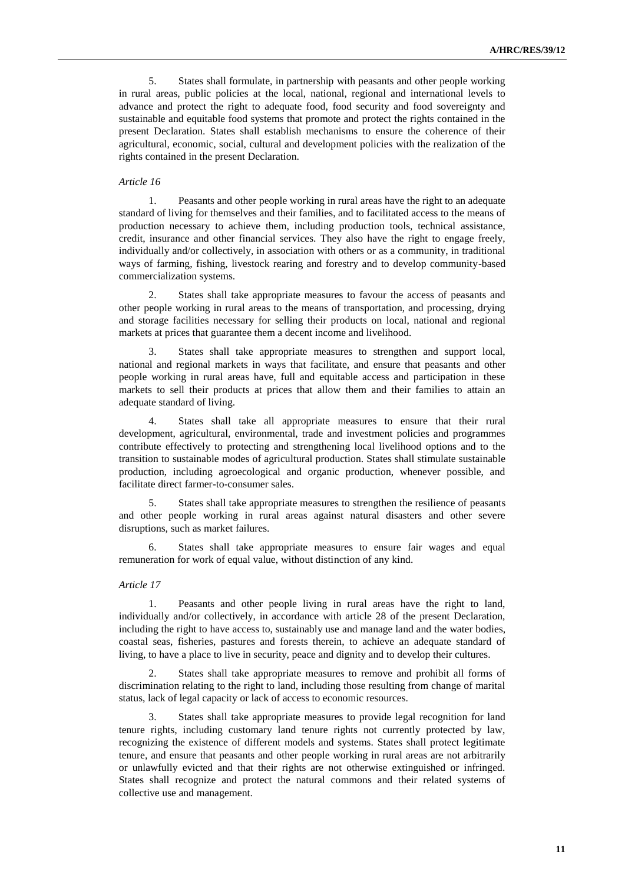5. States shall formulate, in partnership with peasants and other people working in rural areas, public policies at the local, national, regional and international levels to advance and protect the right to adequate food, food security and food sovereignty and sustainable and equitable food systems that promote and protect the rights contained in the present Declaration. States shall establish mechanisms to ensure the coherence of their agricultural, economic, social, cultural and development policies with the realization of the rights contained in the present Declaration.

*Article 16*

1. Peasants and other people working in rural areas have the right to an adequate standard of living for themselves and their families, and to facilitated access to the means of production necessary to achieve them, including production tools, technical assistance, credit, insurance and other financial services. They also have the right to engage freely, individually and/or collectively, in association with others or as a community, in traditional ways of farming, fishing, livestock rearing and forestry and to develop community-based commercialization systems.

2. States shall take appropriate measures to favour the access of peasants and other people working in rural areas to the means of transportation, and processing, drying and storage facilities necessary for selling their products on local, national and regional markets at prices that guarantee them a decent income and livelihood.

3. States shall take appropriate measures to strengthen and support local, national and regional markets in ways that facilitate, and ensure that peasants and other people working in rural areas have, full and equitable access and participation in these markets to sell their products at prices that allow them and their families to attain an adequate standard of living.

4. States shall take all appropriate measures to ensure that their rural development, agricultural, environmental, trade and investment policies and programmes contribute effectively to protecting and strengthening local livelihood options and to the transition to sustainable modes of agricultural production. States shall stimulate sustainable production, including agroecological and organic production, whenever possible, and facilitate direct farmer-to-consumer sales.

5. States shall take appropriate measures to strengthen the resilience of peasants and other people working in rural areas against natural disasters and other severe disruptions, such as market failures.

6. States shall take appropriate measures to ensure fair wages and equal remuneration for work of equal value, without distinction of any kind.

*Article 17*

1. Peasants and other people living in rural areas have the right to land, individually and/or collectively, in accordance with article 28 of the present Declaration, including the right to have access to, sustainably use and manage land and the water bodies, coastal seas, fisheries, pastures and forests therein, to achieve an adequate standard of living, to have a place to live in security, peace and dignity and to develop their cultures.

2. States shall take appropriate measures to remove and prohibit all forms of discrimination relating to the right to land, including those resulting from change of marital status, lack of legal capacity or lack of access to economic resources.

3. States shall take appropriate measures to provide legal recognition for land tenure rights, including customary land tenure rights not currently protected by law, recognizing the existence of different models and systems. States shall protect legitimate tenure, and ensure that peasants and other people working in rural areas are not arbitrarily or unlawfully evicted and that their rights are not otherwise extinguished or infringed. States shall recognize and protect the natural commons and their related systems of collective use and management.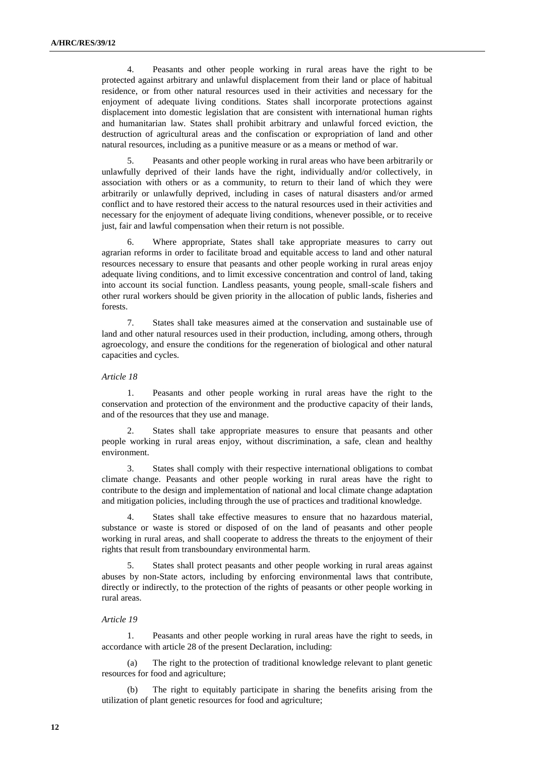4. Peasants and other people working in rural areas have the right to be protected against arbitrary and unlawful displacement from their land or place of habitual residence, or from other natural resources used in their activities and necessary for the enjoyment of adequate living conditions. States shall incorporate protections against displacement into domestic legislation that are consistent with international human rights and humanitarian law. States shall prohibit arbitrary and unlawful forced eviction, the destruction of agricultural areas and the confiscation or expropriation of land and other natural resources, including as a punitive measure or as a means or method of war.

5. Peasants and other people working in rural areas who have been arbitrarily or unlawfully deprived of their lands have the right, individually and/or collectively, in association with others or as a community, to return to their land of which they were arbitrarily or unlawfully deprived, including in cases of natural disasters and/or armed conflict and to have restored their access to the natural resources used in their activities and necessary for the enjoyment of adequate living conditions, whenever possible, or to receive just, fair and lawful compensation when their return is not possible.

6. Where appropriate, States shall take appropriate measures to carry out agrarian reforms in order to facilitate broad and equitable access to land and other natural resources necessary to ensure that peasants and other people working in rural areas enjoy adequate living conditions, and to limit excessive concentration and control of land, taking into account its social function. Landless peasants, young people, small-scale fishers and other rural workers should be given priority in the allocation of public lands, fisheries and forests.

7. States shall take measures aimed at the conservation and sustainable use of land and other natural resources used in their production, including, among others, through agroecology, and ensure the conditions for the regeneration of biological and other natural capacities and cycles.

*Article 18*

1. Peasants and other people working in rural areas have the right to the conservation and protection of the environment and the productive capacity of their lands, and of the resources that they use and manage.

2. States shall take appropriate measures to ensure that peasants and other people working in rural areas enjoy, without discrimination, a safe, clean and healthy environment.

3. States shall comply with their respective international obligations to combat climate change. Peasants and other people working in rural areas have the right to contribute to the design and implementation of national and local climate change adaptation and mitigation policies, including through the use of practices and traditional knowledge.

4. States shall take effective measures to ensure that no hazardous material, substance or waste is stored or disposed of on the land of peasants and other people working in rural areas, and shall cooperate to address the threats to the enjoyment of their rights that result from transboundary environmental harm.

5. States shall protect peasants and other people working in rural areas against abuses by non-State actors, including by enforcing environmental laws that contribute, directly or indirectly, to the protection of the rights of peasants or other people working in rural areas.

*Article 19*

1. Peasants and other people working in rural areas have the right to seeds, in accordance with article 28 of the present Declaration, including:

(a) The right to the protection of traditional knowledge relevant to plant genetic resources for food and agriculture;

(b) The right to equitably participate in sharing the benefits arising from the utilization of plant genetic resources for food and agriculture;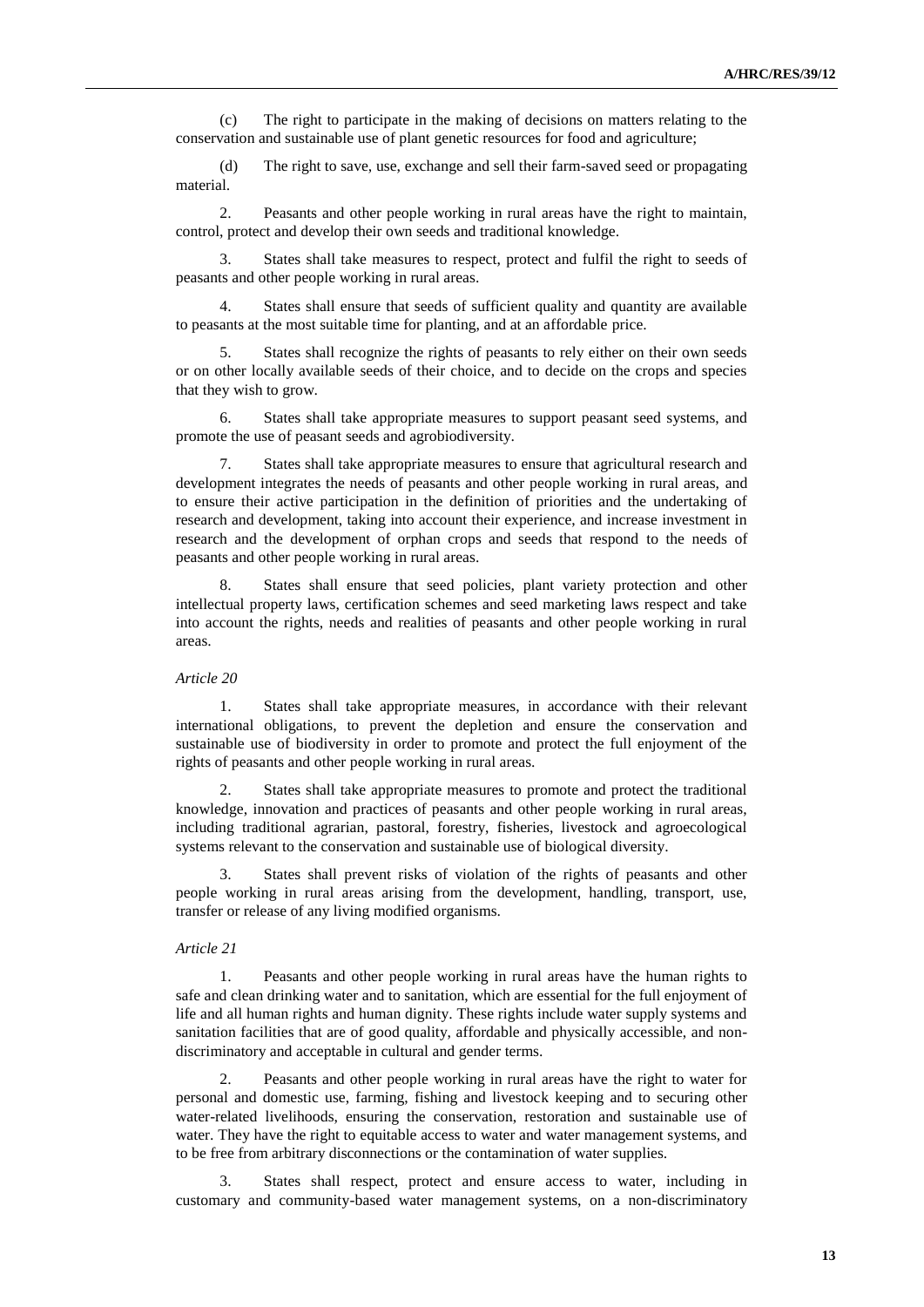(c) The right to participate in the making of decisions on matters relating to the conservation and sustainable use of plant genetic resources for food and agriculture;

(d) The right to save, use, exchange and sell their farm-saved seed or propagating material.

2. Peasants and other people working in rural areas have the right to maintain, control, protect and develop their own seeds and traditional knowledge.

3. States shall take measures to respect, protect and fulfil the right to seeds of peasants and other people working in rural areas.

4. States shall ensure that seeds of sufficient quality and quantity are available to peasants at the most suitable time for planting, and at an affordable price.

5. States shall recognize the rights of peasants to rely either on their own seeds or on other locally available seeds of their choice, and to decide on the crops and species that they wish to grow.

6. States shall take appropriate measures to support peasant seed systems, and promote the use of peasant seeds and agrobiodiversity.

7. States shall take appropriate measures to ensure that agricultural research and development integrates the needs of peasants and other people working in rural areas, and to ensure their active participation in the definition of priorities and the undertaking of research and development, taking into account their experience, and increase investment in research and the development of orphan crops and seeds that respond to the needs of peasants and other people working in rural areas.

8. States shall ensure that seed policies, plant variety protection and other intellectual property laws, certification schemes and seed marketing laws respect and take into account the rights, needs and realities of peasants and other people working in rural areas.

*Article 20*

1. States shall take appropriate measures, in accordance with their relevant international obligations, to prevent the depletion and ensure the conservation and sustainable use of biodiversity in order to promote and protect the full enjoyment of the rights of peasants and other people working in rural areas.

2. States shall take appropriate measures to promote and protect the traditional knowledge, innovation and practices of peasants and other people working in rural areas, including traditional agrarian, pastoral, forestry, fisheries, livestock and agroecological systems relevant to the conservation and sustainable use of biological diversity.

3. States shall prevent risks of violation of the rights of peasants and other people working in rural areas arising from the development, handling, transport, use, transfer or release of any living modified organisms.

*Article 21*

1. Peasants and other people working in rural areas have the human rights to safe and clean drinking water and to sanitation, which are essential for the full enjoyment of life and all human rights and human dignity. These rights include water supply systems and sanitation facilities that are of good quality, affordable and physically accessible, and non-discriminatory and acceptable in cultural and gender terms.

2. Peasants and other people working in rural areas have the right to water for personal and domestic use, farming, fishing and livestock keeping and to securing other water-related livelihoods, ensuring the conservation, restoration and sustainable use of water. They have the right to equitable access to water and water management systems, and to be free from arbitrary disconnections or the contamination of water supplies.

3. States shall respect, protect and ensure access to water, including in customary and community-based water management systems, on a non-discriminatory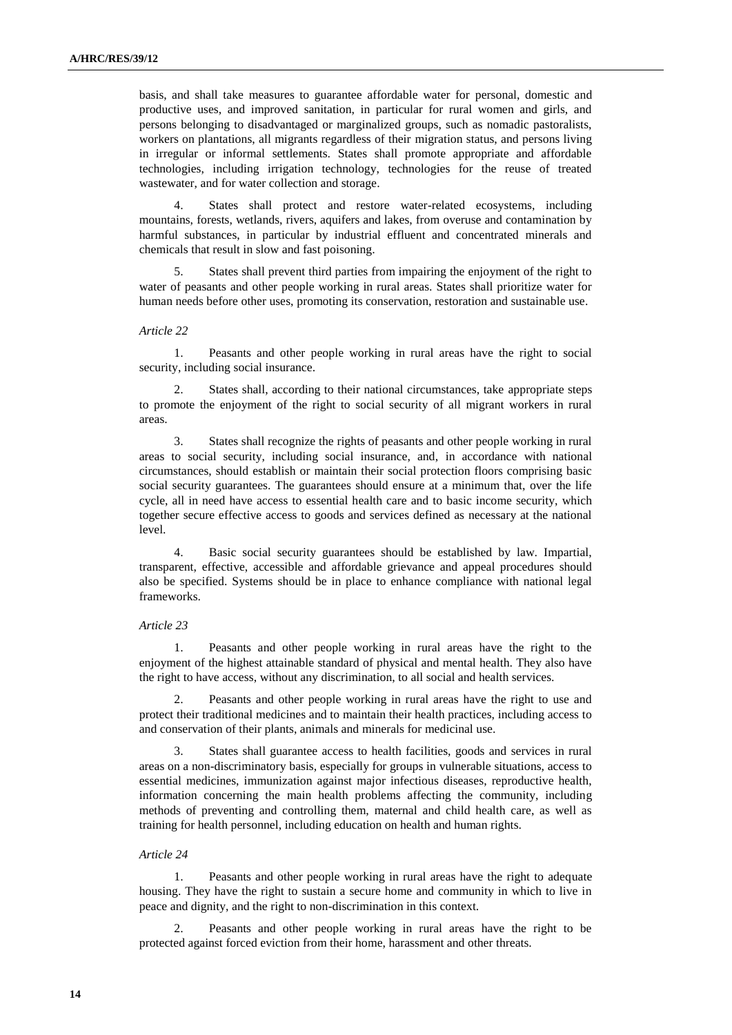basis, and shall take measures to guarantee affordable water for personal, domestic and productive uses, and improved sanitation, in particular for rural women and girls, and persons belonging to disadvantaged or marginalized groups, such as nomadic pastoralists, workers on plantations, all migrants regardless of their migration status, and persons living in irregular or informal settlements. States shall promote appropriate and affordable technologies, including irrigation technology, technologies for the reuse of treated wastewater, and for water collection and storage.

4. States shall protect and restore water-related ecosystems, including mountains, forests, wetlands, rivers, aquifers and lakes, from overuse and contamination by harmful substances, in particular by industrial effluent and concentrated minerals and chemicals that result in slow and fast poisoning.

5. States shall prevent third parties from impairing the enjoyment of the right to water of peasants and other people working in rural areas. States shall prioritize water for human needs before other uses, promoting its conservation, restoration and sustainable use.

*Article 22*

1. Peasants and other people working in rural areas have the right to social security, including social insurance.

2. States shall, according to their national circumstances, take appropriate steps to promote the enjoyment of the right to social security of all migrant workers in rural areas.

3. States shall recognize the rights of peasants and other people working in rural areas to social security, including social insurance, and, in accordance with national circumstances, should establish or maintain their social protection floors comprising basic social security guarantees. The guarantees should ensure at a minimum that, over the life cycle, all in need have access to essential health care and to basic income security, which together secure effective access to goods and services defined as necessary at the national level.

4. Basic social security guarantees should be established by law. Impartial, transparent, effective, accessible and affordable grievance and appeal procedures should also be specified. Systems should be in place to enhance compliance with national legal frameworks.

*Article 23*

1. Peasants and other people working in rural areas have the right to the enjoyment of the highest attainable standard of physical and mental health. They also have the right to have access, without any discrimination, to all social and health services.

2. Peasants and other people working in rural areas have the right to use and protect their traditional medicines and to maintain their health practices, including access to and conservation of their plants, animals and minerals for medicinal use.

3. States shall guarantee access to health facilities, goods and services in rural areas on a non-discriminatory basis, especially for groups in vulnerable situations, access to essential medicines, immunization against major infectious diseases, reproductive health, information concerning the main health problems affecting the community, including methods of preventing and controlling them, maternal and child health care, as well as training for health personnel, including education on health and human rights.

*Article 24*

1. Peasants and other people working in rural areas have the right to adequate housing. They have the right to sustain a secure home and community in which to live in peace and dignity, and the right to non-discrimination in this context.

2. Peasants and other people working in rural areas have the right to be protected against forced eviction from their home, harassment and other threats.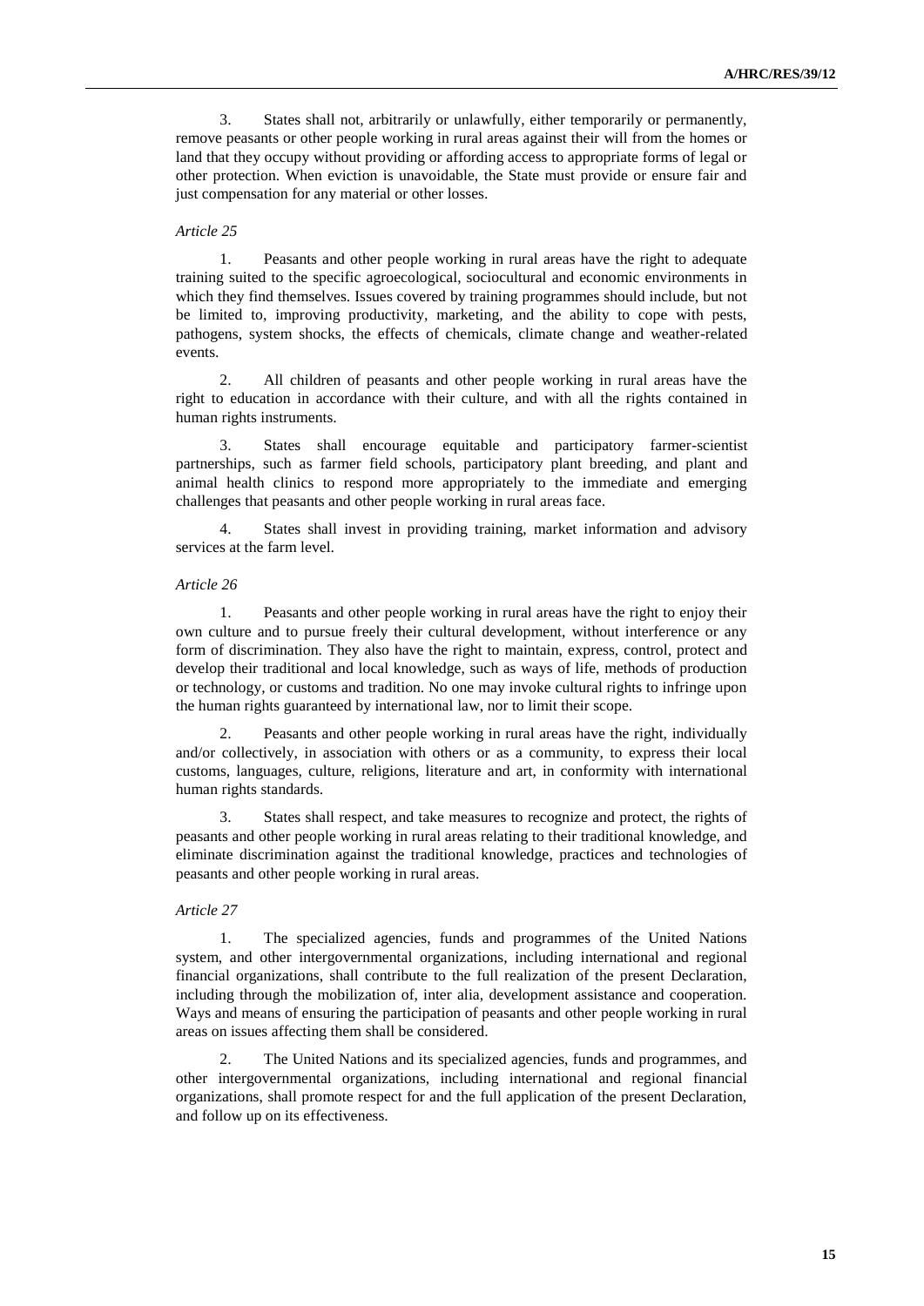3. States shall not, arbitrarily or unlawfully, either temporarily or permanently, remove peasants or other people working in rural areas against their will from the homes or land that they occupy without providing or affording access to appropriate forms of legal or other protection. When eviction is unavoidable, the State must provide or ensure fair and just compensation for any material or other losses.

*Article 25*

1. Peasants and other people working in rural areas have the right to adequate training suited to the specific agroecological, sociocultural and economic environments in which they find themselves. Issues covered by training programmes should include, but not be limited to, improving productivity, marketing, and the ability to cope with pests, pathogens, system shocks, the effects of chemicals, climate change and weather-related events.

2. All children of peasants and other people working in rural areas have the right to education in accordance with their culture, and with all the rights contained in human rights instruments.

3. States shall encourage equitable and participatory farmer-scientist partnerships, such as farmer field schools, participatory plant breeding, and plant and animal health clinics to respond more appropriately to the immediate and emerging challenges that peasants and other people working in rural areas face.

4. States shall invest in providing training, market information and advisory services at the farm level.

*Article 26*

1. Peasants and other people working in rural areas have the right to enjoy their own culture and to pursue freely their cultural development, without interference or any form of discrimination. They also have the right to maintain, express, control, protect and develop their traditional and local knowledge, such as ways of life, methods of production or technology, or customs and tradition. No one may invoke cultural rights to infringe upon the human rights guaranteed by international law, nor to limit their scope.

2. Peasants and other people working in rural areas have the right, individually and/or collectively, in association with others or as a community, to express their local customs, languages, culture, religions, literature and art, in conformity with international human rights standards.

3. States shall respect, and take measures to recognize and protect, the rights of peasants and other people working in rural areas relating to their traditional knowledge, and eliminate discrimination against the traditional knowledge, practices and technologies of peasants and other people working in rural areas.

*Article 27*

1. The specialized agencies, funds and programmes of the United Nations system, and other intergovernmental organizations, including international and regional financial organizations, shall contribute to the full realization of the present Declaration, including through the mobilization of, inter alia, development assistance and cooperation. Ways and means of ensuring the participation of peasants and other people working in rural areas on issues affecting them shall be considered.

2. The United Nations and its specialized agencies, funds and programmes, and other intergovernmental organizations, including international and regional financial organizations, shall promote respect for and the full application of the present Declaration, and follow up on its effectiveness.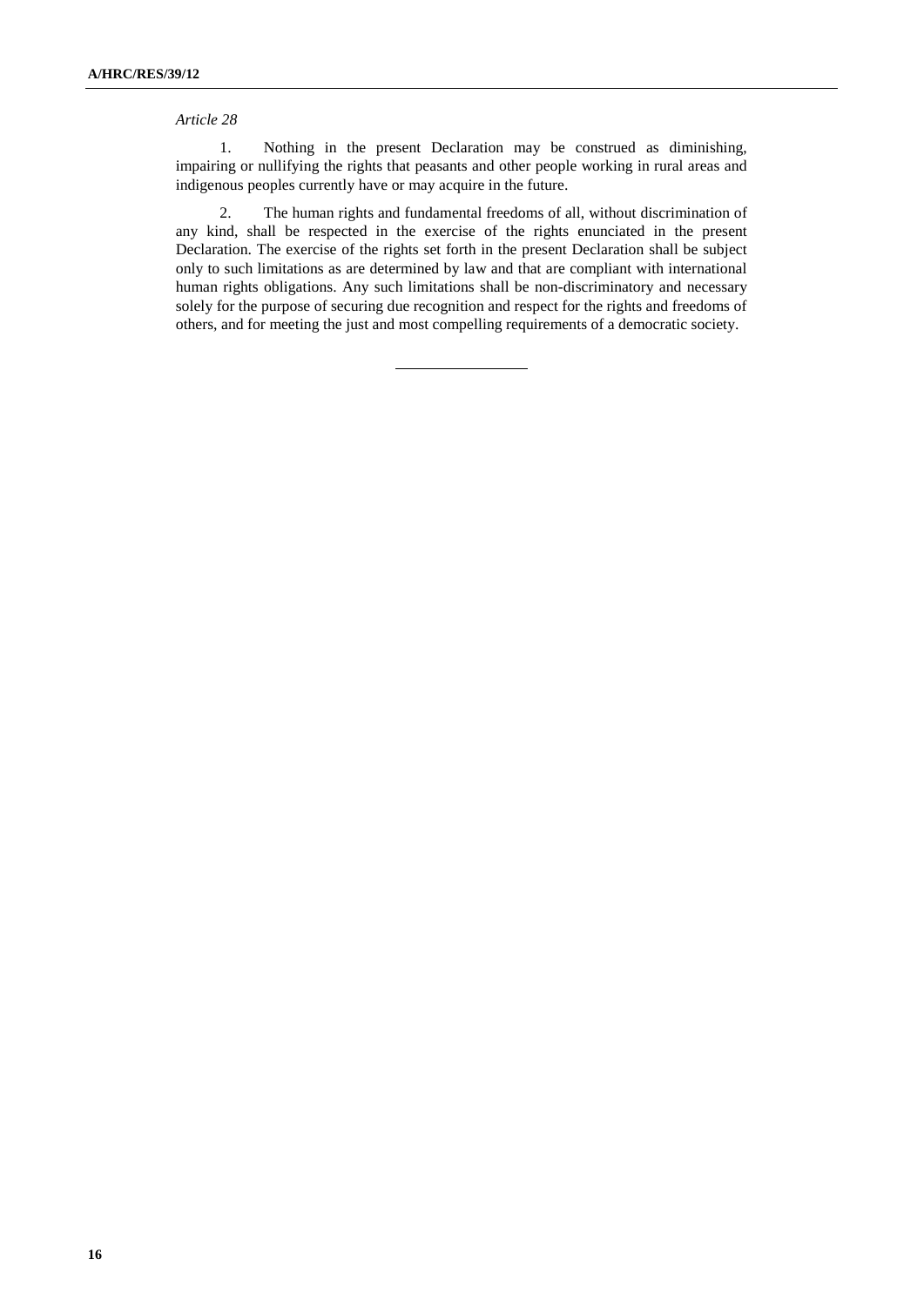*Article 28*

1. Nothing in the present Declaration may be construed as diminishing, impairing or nullifying the rights that peasants and other people working in rural areas and indigenous peoples currently have or may acquire in the future.

2. The human rights and fundamental freedoms of all, without discrimination of any kind, shall be respected in the exercise of the rights enunciated in the present Declaration. The exercise of the rights set forth in the present Declaration shall be subject only to such limitations as are determined by law and that are compliant with international human rights obligations. Any such limitations shall be non-discriminatory and necessary solely for the purpose of securing due recognition and respect for the rights and freedoms of others, and for meeting the just and most compelling requirements of a democratic society.